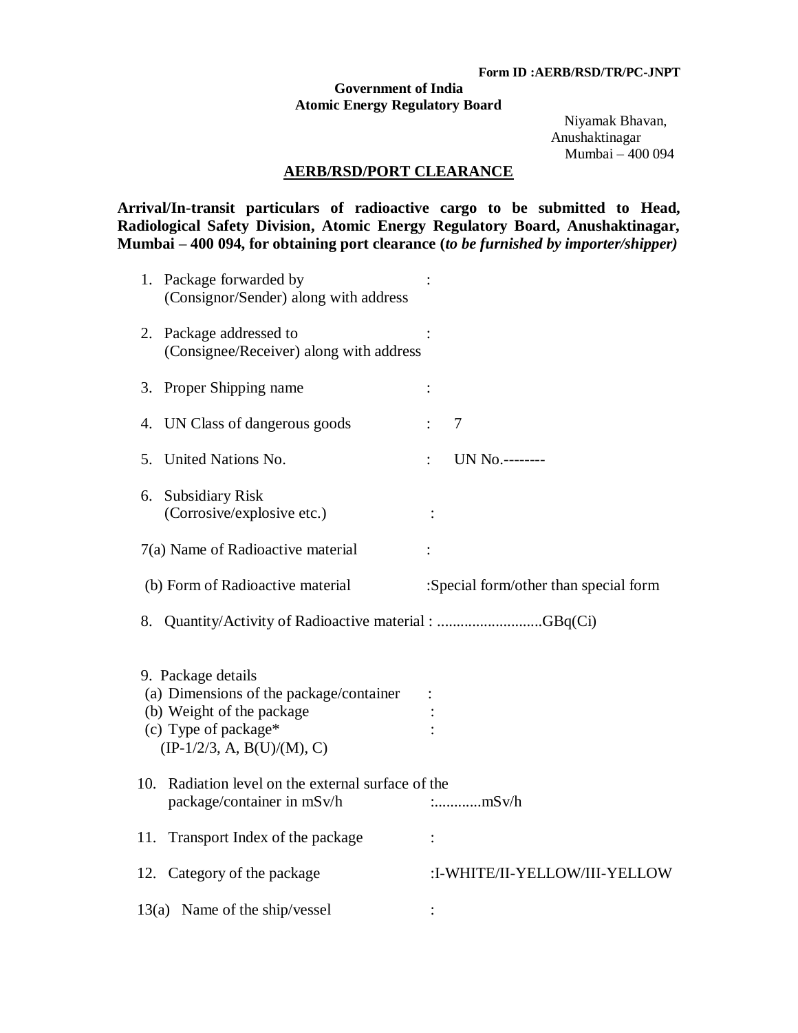**Form ID :AERB/RSD/TR/PC-JNPT**

**Government of India**
**Atomic Energy Regulatory Board**

Niyamak Bhavan,
Anushaktinagar
Mumbai – 400 094

## AERB/RSD/PORT CLEARANCE

**Arrival/In-transit particulars of radioactive cargo to be submitted to Head, Radiological Safety Division, Atomic Energy Regulatory Board, Anushaktinagar, Mumbai – 400 094, for obtaining port clearance (*to be furnished by importer/shipper)***

1. Package forwarded by (Consignor/Sender) along with address :

2. Package addressed to (Consignee/Receiver) along with address :

3. Proper Shipping name :

4. UN Class of dangerous goods : 7

5. United Nations No. : UN No.--------

6. Subsidiary Risk (Corrosive/explosive etc.) :

7(a) Name of Radioactive material :

(b) Form of Radioactive material :Special form/other than special form

8. Quantity/Activity of Radioactive material : ..........................GBq(Ci)

9. Package details
   (a) Dimensions of the package/container :
   (b) Weight of the package :
   (c) Type of package* (IP-1/2/3, A, B(U)/(M), C) :

10. Radiation level on the external surface of the package/container in mSv/h :............mSv/h

11. Transport Index of the package :

12. Category of the package :I-WHITE/II-YELLOW/III-YELLOW

13(a) Name of the ship/vessel :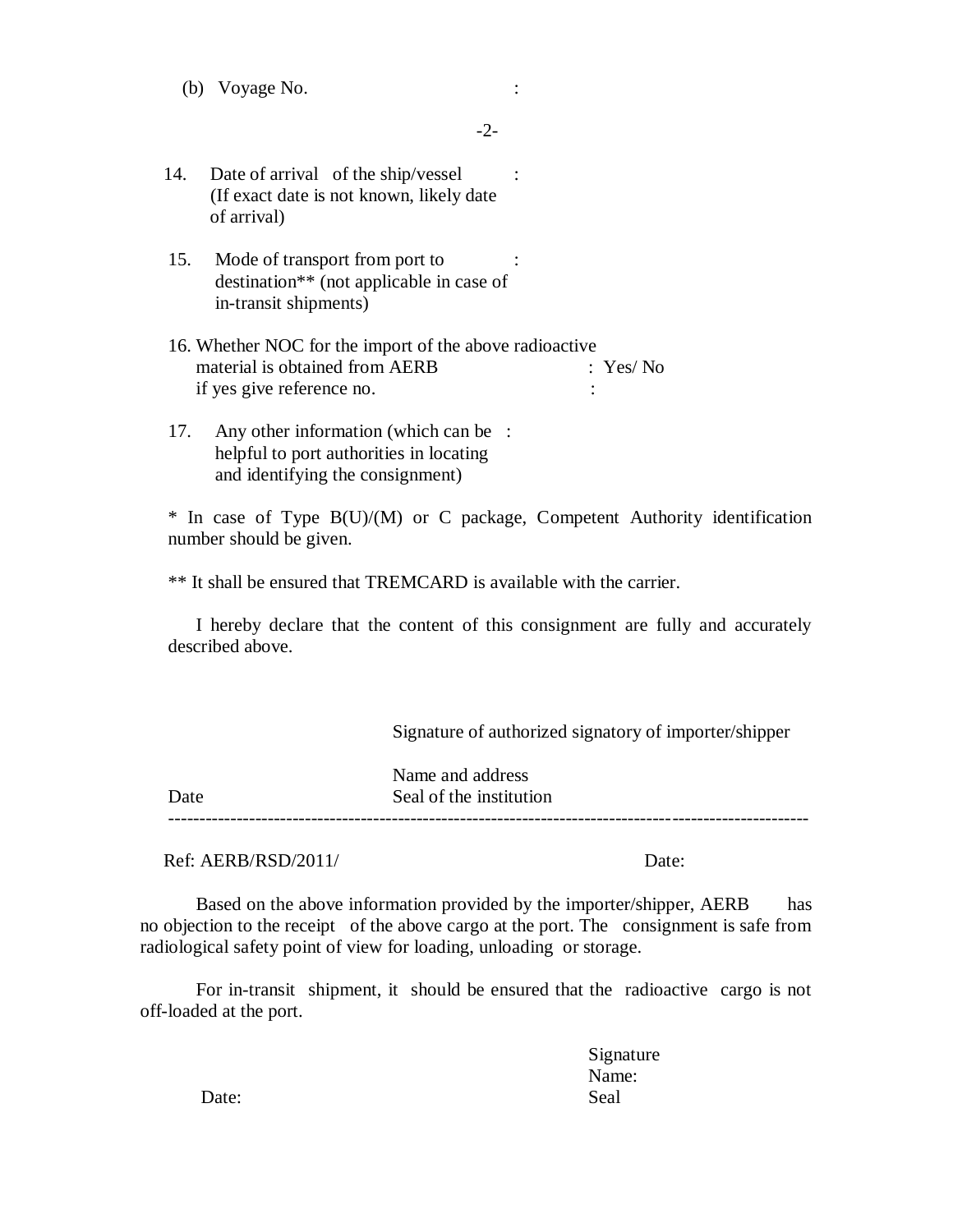(b) Voyage No. :

14. Date of arrival of the ship/vessel :
    (If exact date is not known, likely date of arrival)

15. Mode of transport from port to destination** (not applicable in case of in-transit shipments) :

16. Whether NOC for the import of the above radioactive material is obtained from AERB : Yes/ No
    if yes give reference no. :

17. Any other information (which can be helpful to port authorities in locating and identifying the consignment) :

* In case of Type B(U)/(M) or C package, Competent Authority identification number should be given.

** It shall be ensured that TREMCARD is available with the carrier.

I hereby declare that the content of this consignment are fully and accurately described above.

Signature of authorized signatory of importer/shipper

Name and address

Date

Seal of the institution

---

Ref: AERB/RSD/2011/ Date:

Based on the above information provided by the importer/shipper, AERB has no objection to the receipt of the above cargo at the port. The consignment is safe from radiological safety point of view for loading, unloading or storage.

For in-transit shipment, it should be ensured that the radioactive cargo is not off-loaded at the port.

Signature

Name:

Date:

Seal